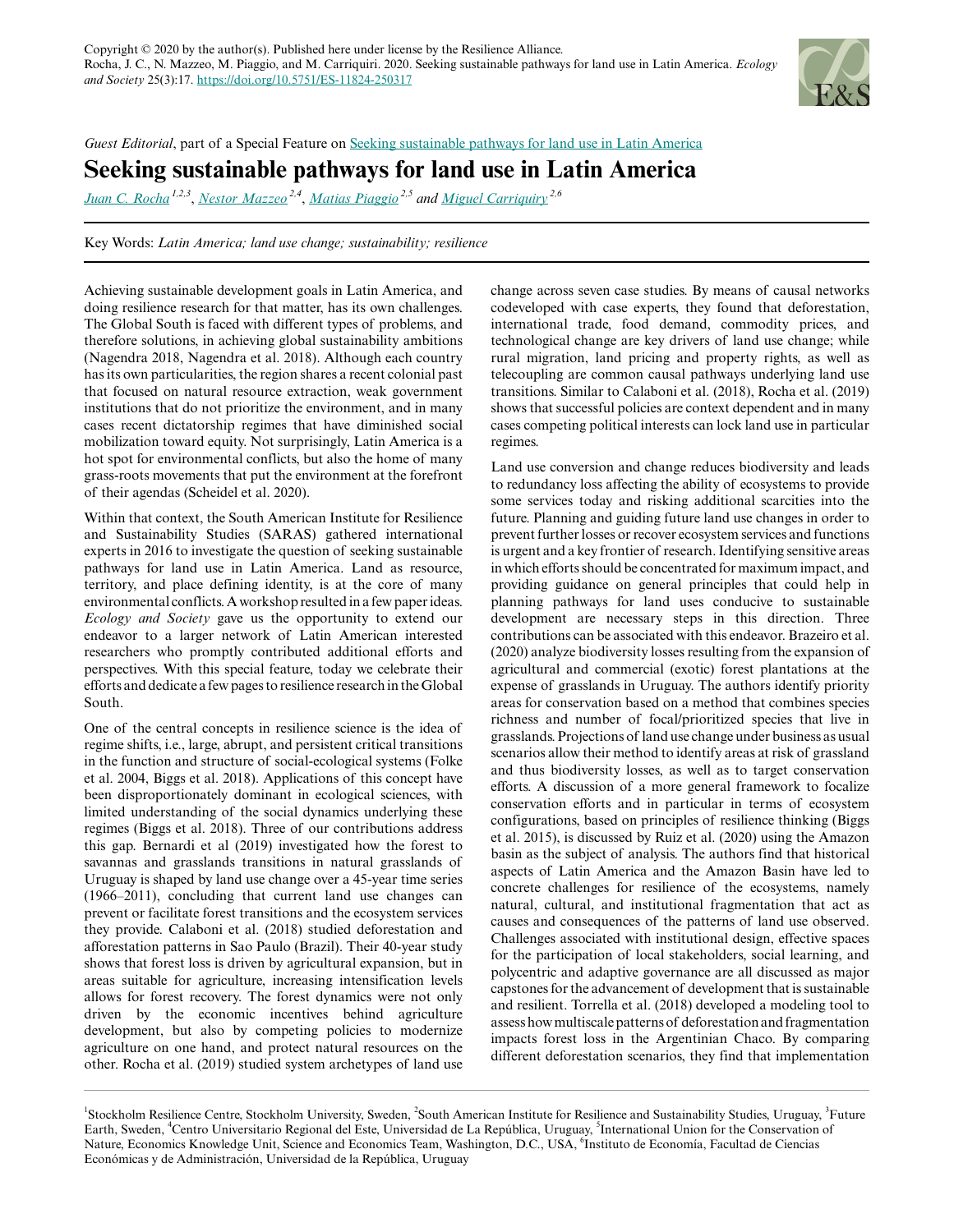Copyright © 2020 by the author(s). Published here under license by the Resilience Alliance.
Rocha, J. C., N. Mazzeo, M. Piaggio, and M. Carriquiri. 2020. Seeking sustainable pathways for land use in Latin America. *Ecology and Society* 25(3):17. https://doi.org/10.5751/ES-11824-250317

*Guest Editorial*, part of a Special Feature on Seeking sustainable pathways for land use in Latin America

# Seeking sustainable pathways for land use in Latin America

Juan C. Rocha [1,2,3], Nestor Mazzeo [2,4], Matias Piaggio [2,5] and Miguel Carriquiry [2,6]

Key Words: *Latin America; land use change; sustainability; resilience*

Achieving sustainable development goals in Latin America, and doing resilience research for that matter, has its own challenges. The Global South is faced with different types of problems, and therefore solutions, in achieving global sustainability ambitions (Nagendra 2018, Nagendra et al. 2018). Although each country has its own particularities, the region shares a recent colonial past that focused on natural resource extraction, weak government institutions that do not prioritize the environment, and in many cases recent dictatorship regimes that have diminished social mobilization toward equity. Not surprisingly, Latin America is a hot spot for environmental conflicts, but also the home of many grass-roots movements that put the environment at the forefront of their agendas (Scheidel et al. 2020).

Within that context, the South American Institute for Resilience and Sustainability Studies (SARAS) gathered international experts in 2016 to investigate the question of seeking sustainable pathways for land use in Latin America. Land as resource, territory, and place defining identity, is at the core of many environmental conflicts. A workshop resulted in a few paper ideas. *Ecology and Society* gave us the opportunity to extend our endeavor to a larger network of Latin American interested researchers who promptly contributed additional efforts and perspectives. With this special feature, today we celebrate their efforts and dedicate a few pages to resilience research in the Global South.

One of the central concepts in resilience science is the idea of regime shifts, i.e., large, abrupt, and persistent critical transitions in the function and structure of social-ecological systems (Folke et al. 2004, Biggs et al. 2018). Applications of this concept have been disproportionately dominant in ecological sciences, with limited understanding of the social dynamics underlying these regimes (Biggs et al. 2018). Three of our contributions address this gap. Bernardi et al (2019) investigated how the forest to savannas and grasslands transitions in natural grasslands of Uruguay is shaped by land use change over a 45-year time series (1966–2011), concluding that current land use changes can prevent or facilitate forest transitions and the ecosystem services they provide. Calaboni et al. (2018) studied deforestation and afforestation patterns in Sao Paulo (Brazil). Their 40-year study shows that forest loss is driven by agricultural expansion, but in areas suitable for agriculture, increasing intensification levels allows for forest recovery. The forest dynamics were not only driven by the economic incentives behind agriculture development, but also by competing policies to modernize agriculture on one hand, and protect natural resources on the other. Rocha et al. (2019) studied system archetypes of land use change across seven case studies. By means of causal networks codeveloped with case experts, they found that deforestation, international trade, food demand, commodity prices, and technological change are key drivers of land use change; while rural migration, land pricing and property rights, as well as telecoupling are common causal pathways underlying land use transitions. Similar to Calaboni et al. (2018), Rocha et al. (2019) shows that successful policies are context dependent and in many cases competing political interests can lock land use in particular regimes.

Land use conversion and change reduces biodiversity and leads to redundancy loss affecting the ability of ecosystems to provide some services today and risking additional scarcities into the future. Planning and guiding future land use changes in order to prevent further losses or recover ecosystem services and functions is urgent and a key frontier of research. Identifying sensitive areas in which efforts should be concentrated for maximum impact, and providing guidance on general principles that could help in planning pathways for land uses conducive to sustainable development are necessary steps in this direction. Three contributions can be associated with this endeavor. Brazeiro et al. (2020) analyze biodiversity losses resulting from the expansion of agricultural and commercial (exotic) forest plantations at the expense of grasslands in Uruguay. The authors identify priority areas for conservation based on a method that combines species richness and number of focal/prioritized species that live in grasslands. Projections of land use change under business as usual scenarios allow their method to identify areas at risk of grassland and thus biodiversity losses, as well as to target conservation efforts. A discussion of a more general framework to focalize conservation efforts and in particular in terms of ecosystem configurations, based on principles of resilience thinking (Biggs et al. 2015), is discussed by Ruiz et al. (2020) using the Amazon basin as the subject of analysis. The authors find that historical aspects of Latin America and the Amazon Basin have led to concrete challenges for resilience of the ecosystems, namely natural, cultural, and institutional fragmentation that act as causes and consequences of the patterns of land use observed. Challenges associated with institutional design, effective spaces for the participation of local stakeholders, social learning, and polycentric and adaptive governance are all discussed as major capstones for the advancement of development that is sustainable and resilient. Torrella et al. (2018) developed a modeling tool to assess how multiscale patterns of deforestation and fragmentation impacts forest loss in the Argentinian Chaco. By comparing different deforestation scenarios, they find that implementation

[1] Stockholm Resilience Centre, Stockholm University, Sweden, [2] South American Institute for Resilience and Sustainability Studies, Uruguay, [3] Future Earth, Sweden, [4] Centro Universitario Regional del Este, Universidad de La República, Uruguay, [5] International Union for the Conservation of Nature, Economics Knowledge Unit, Science and Economics Team, Washington, D.C., USA, [6] Instituto de Economía, Facultad de Ciencias Económicas y de Administración, Universidad de la República, Uruguay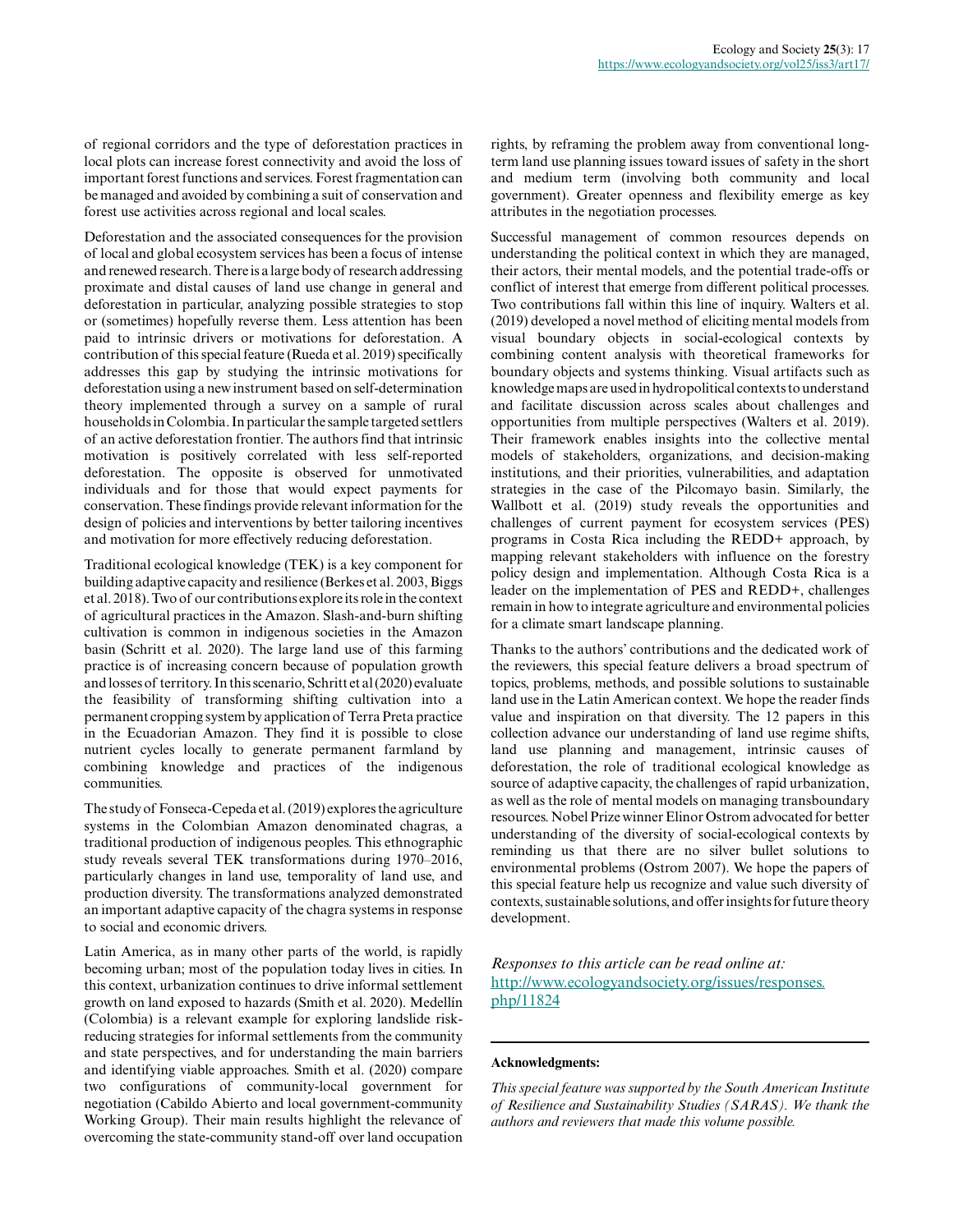of regional corridors and the type of deforestation practices in local plots can increase forest connectivity and avoid the loss of important forest functions and services. Forest fragmentation can be managed and avoided by combining a suit of conservation and forest use activities across regional and local scales.

Deforestation and the associated consequences for the provision of local and global ecosystem services has been a focus of intense and renewed research. There is a large body of research addressing proximate and distal causes of land use change in general and deforestation in particular, analyzing possible strategies to stop or (sometimes) hopefully reverse them. Less attention has been paid to intrinsic drivers or motivations for deforestation. A contribution of this special feature (Rueda et al. 2019) specifically addresses this gap by studying the intrinsic motivations for deforestation using a new instrument based on self-determination theory implemented through a survey on a sample of rural households in Colombia. In particular the sample targeted settlers of an active deforestation frontier. The authors find that intrinsic motivation is positively correlated with less self-reported deforestation. The opposite is observed for unmotivated individuals and for those that would expect payments for conservation. These findings provide relevant information for the design of policies and interventions by better tailoring incentives and motivation for more effectively reducing deforestation.

Traditional ecological knowledge (TEK) is a key component for building adaptive capacity and resilience (Berkes et al. 2003, Biggs et al. 2018). Two of our contributions explore its role in the context of agricultural practices in the Amazon. Slash-and-burn shifting cultivation is common in indigenous societies in the Amazon basin (Schritt et al. 2020). The large land use of this farming practice is of increasing concern because of population growth and losses of territory. In this scenario, Schritt et al (2020) evaluate the feasibility of transforming shifting cultivation into a permanent cropping system by application of Terra Preta practice in the Ecuadorian Amazon. They find it is possible to close nutrient cycles locally to generate permanent farmland by combining knowledge and practices of the indigenous communities.

The study of Fonseca-Cepeda et al. (2019) explores the agriculture systems in the Colombian Amazon denominated chagras, a traditional production of indigenous peoples. This ethnographic study reveals several TEK transformations during 1970–2016, particularly changes in land use, temporality of land use, and production diversity. The transformations analyzed demonstrated an important adaptive capacity of the chagra systems in response to social and economic drivers.

Latin America, as in many other parts of the world, is rapidly becoming urban; most of the population today lives in cities. In this context, urbanization continues to drive informal settlement growth on land exposed to hazards (Smith et al. 2020). Medellín (Colombia) is a relevant example for exploring landslide risk-reducing strategies for informal settlements from the community and state perspectives, and for understanding the main barriers and identifying viable approaches. Smith et al. (2020) compare two configurations of community-local government for negotiation (Cabildo Abierto and local government-community Working Group). Their main results highlight the relevance of overcoming the state-community stand-off over land occupation rights, by reframing the problem away from conventional long-term land use planning issues toward issues of safety in the short and medium term (involving both community and local government). Greater openness and flexibility emerge as key attributes in the negotiation processes.

Successful management of common resources depends on understanding the political context in which they are managed, their actors, their mental models, and the potential trade-offs or conflict of interest that emerge from different political processes. Two contributions fall within this line of inquiry. Walters et al. (2019) developed a novel method of eliciting mental models from visual boundary objects in social-ecological contexts by combining content analysis with theoretical frameworks for boundary objects and systems thinking. Visual artifacts such as knowledge maps are used in hydropolitical contexts to understand and facilitate discussion across scales about challenges and opportunities from multiple perspectives (Walters et al. 2019). Their framework enables insights into the collective mental models of stakeholders, organizations, and decision-making institutions, and their priorities, vulnerabilities, and adaptation strategies in the case of the Pilcomayo basin. Similarly, the Wallbott et al. (2019) study reveals the opportunities and challenges of current payment for ecosystem services (PES) programs in Costa Rica including the REDD+ approach, by mapping relevant stakeholders with influence on the forestry policy design and implementation. Although Costa Rica is a leader on the implementation of PES and REDD+, challenges remain in how to integrate agriculture and environmental policies for a climate smart landscape planning.

Thanks to the authors' contributions and the dedicated work of the reviewers, this special feature delivers a broad spectrum of topics, problems, methods, and possible solutions to sustainable land use in the Latin American context. We hope the reader finds value and inspiration on that diversity. The 12 papers in this collection advance our understanding of land use regime shifts, land use planning and management, intrinsic causes of deforestation, the role of traditional ecological knowledge as source of adaptive capacity, the challenges of rapid urbanization, as well as the role of mental models on managing transboundary resources. Nobel Prize winner Elinor Ostrom advocated for better understanding of the diversity of social-ecological contexts by reminding us that there are no silver bullet solutions to environmental problems (Ostrom 2007). We hope the papers of this special feature help us recognize and value such diversity of contexts, sustainable solutions, and offer insights for future theory development.

*Responses to this article can be read online at:*
[http://www.ecologyandsociety.org/issues/responses.php/11824](http://www.ecologyandsociety.org/issues/responses.php/11824)

---

**Acknowledgments:**

*This special feature was supported by the South American Institute of Resilience and Sustainability Studies (SARAS). We thank the authors and reviewers that made this volume possible.*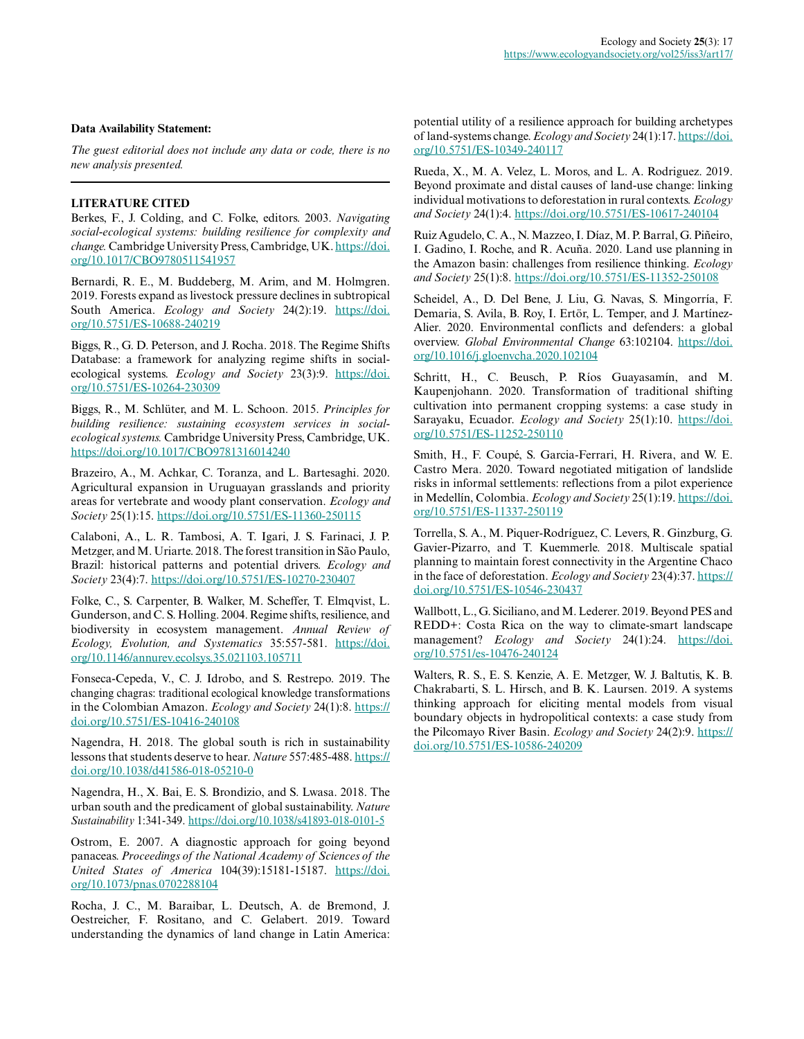**Data Availability Statement:**

*The guest editorial does not include any data or code, there is no new analysis presented.*

---

## LITERATURE CITED

Berkes, F., J. Colding, and C. Folke, editors. 2003. *Navigating social-ecological systems: building resilience for complexity and change.* Cambridge University Press, Cambridge, UK. https://doi.org/10.1017/CBO9780511541957

Bernardi, R. E., M. Buddeberg, M. Arim, and M. Holmgren. 2019. Forests expand as livestock pressure declines in subtropical South America. *Ecology and Society* 24(2):19. https://doi.org/10.5751/ES-10688-240219

Biggs, R., G. D. Peterson, and J. Rocha. 2018. The Regime Shifts Database: a framework for analyzing regime shifts in social-ecological systems. *Ecology and Society* 23(3):9. https://doi.org/10.5751/ES-10264-230309

Biggs, R., M. Schlüter, and M. L. Schoon. 2015. *Principles for building resilience: sustaining ecosystem services in social-ecological systems.* Cambridge University Press, Cambridge, UK. https://doi.org/10.1017/CBO9781316014240

Brazeiro, A., M. Achkar, C. Toranza, and L. Bartesaghi. 2020. Agricultural expansion in Uruguayan grasslands and priority areas for vertebrate and woody plant conservation. *Ecology and Society* 25(1):15. https://doi.org/10.5751/ES-11360-250115

Calaboni, A., L. R. Tambosi, A. T. Igari, J. S. Farinaci, J. P. Metzger, and M. Uriarte. 2018. The forest transition in São Paulo, Brazil: historical patterns and potential drivers. *Ecology and Society* 23(4):7. https://doi.org/10.5751/ES-10270-230407

Folke, C., S. Carpenter, B. Walker, M. Scheffer, T. Elmqvist, L. Gunderson, and C. S. Holling. 2004. Regime shifts, resilience, and biodiversity in ecosystem management. *Annual Review of Ecology, Evolution, and Systematics* 35:557-581. https://doi.org/10.1146/annurev.ecolsys.35.021103.105711

Fonseca-Cepeda, V., C. J. Idrobo, and S. Restrepo. 2019. The changing chagras: traditional ecological knowledge transformations in the Colombian Amazon. *Ecology and Society* 24(1):8. https://doi.org/10.5751/ES-10416-240108

Nagendra, H. 2018. The global south is rich in sustainability lessons that students deserve to hear. *Nature* 557:485-488. https://doi.org/10.1038/d41586-018-05210-0

Nagendra, H., X. Bai, E. S. Brondizio, and S. Lwasa. 2018. The urban south and the predicament of global sustainability. *Nature Sustainability* 1:341-349. https://doi.org/10.1038/s41893-018-0101-5

Ostrom, E. 2007. A diagnostic approach for going beyond panaceas. *Proceedings of the National Academy of Sciences of the United States of America* 104(39):15181-15187. https://doi.org/10.1073/pnas.0702288104

Rocha, J. C., M. Baraibar, L. Deutsch, A. de Bremond, J. Oestreicher, F. Rositano, and C. Gelabert. 2019. Toward understanding the dynamics of land change in Latin America: potential utility of a resilience approach for building archetypes of land-systems change. *Ecology and Society* 24(1):17. https://doi.org/10.5751/ES-10349-240117

Rueda, X., M. A. Velez, L. Moros, and L. A. Rodriguez. 2019. Beyond proximate and distal causes of land-use change: linking individual motivations to deforestation in rural contexts. *Ecology and Society* 24(1):4. https://doi.org/10.5751/ES-10617-240104

Ruiz Agudelo, C. A., N. Mazzeo, I. Díaz, M. P. Barral, G. Piñeiro, I. Gadino, I. Roche, and R. Acuña. 2020. Land use planning in the Amazon basin: challenges from resilience thinking. *Ecology and Society* 25(1):8. https://doi.org/10.5751/ES-11352-250108

Scheidel, A., D. Del Bene, J. Liu, G. Navas, S. Mingorría, F. Demaria, S. Avila, B. Roy, I. Ertör, L. Temper, and J. Martínez-Alier. 2020. Environmental conflicts and defenders: a global overview. *Global Environmental Change* 63:102104. https://doi.org/10.1016/j.gloenvcha.2020.102104

Schritt, H., C. Beusch, P. Ríos Guayasamín, and M. Kaupenjohann. 2020. Transformation of traditional shifting cultivation into permanent cropping systems: a case study in Sarayaku, Ecuador. *Ecology and Society* 25(1):10. https://doi.org/10.5751/ES-11252-250110

Smith, H., F. Coupé, S. Garcia-Ferrari, H. Rivera, and W. E. Castro Mera. 2020. Toward negotiated mitigation of landslide risks in informal settlements: reflections from a pilot experience in Medellín, Colombia. *Ecology and Society* 25(1):19. https://doi.org/10.5751/ES-11337-250119

Torrella, S. A., M. Piquer-Rodríguez, C. Levers, R. Ginzburg, G. Gavier-Pizarro, and T. Kuemmerle. 2018. Multiscale spatial planning to maintain forest connectivity in the Argentine Chaco in the face of deforestation. *Ecology and Society* 23(4):37. https://doi.org/10.5751/ES-10546-230437

Wallbott, L., G. Siciliano, and M. Lederer. 2019. Beyond PES and REDD+: Costa Rica on the way to climate-smart landscape management? *Ecology and Society* 24(1):24. https://doi.org/10.5751/es-10476-240124

Walters, R. S., E. S. Kenzie, A. E. Metzger, W. J. Baltutis, K. B. Chakrabarti, S. L. Hirsch, and B. K. Laursen. 2019. A systems thinking approach for eliciting mental models from visual boundary objects in hydropolitical contexts: a case study from the Pilcomayo River Basin. *Ecology and Society* 24(2):9. https://doi.org/10.5751/ES-10586-240209